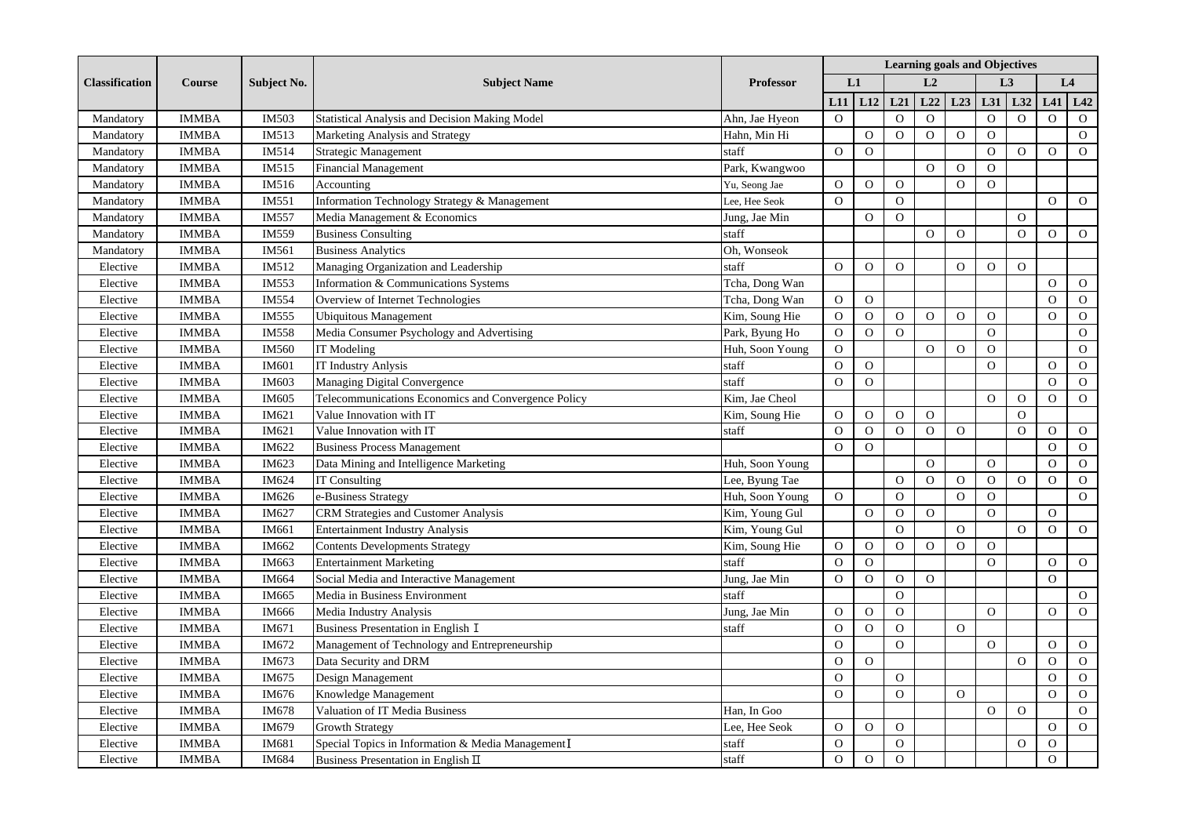| Classification | Course | Subject No. | Subject Name | Professor | Learning goals and Objectives | | | | | | | | |
|---|---|---|---|---|---|---|---|---|---|---|---|---|---|
| | | | | | L1 | | L2 | | | L3 | | L4 | |
| | | | | | L11 | L12 | L21 | L22 | L23 | L31 | L32 | L41 | L42 |
| Mandatory | IMMBA | IM503 | Statistical Analysis and Decision Making Model | Ahn, Jae Hyeon | O | | O | O | | O | O | O | O |
| Mandatory | IMMBA | IM513 | Marketing Analysis and Strategy | Hahn, Min Hi | | O | O | O | O | O | | | O |
| Mandatory | IMMBA | IM514 | Strategic Management | staff | O | O | | | | O | O | O | O |
| Mandatory | IMMBA | IM515 | Financial Management | Park, Kwangwoo | | | | O | O | O | | | |
| Mandatory | IMMBA | IM516 | Accounting | Yu, Seong Jae | O | O | O | | O | O | | | |
| Mandatory | IMMBA | IM551 | Information Technology Strategy & Management | Lee, Hee Seok | O | | O | | | | | O | O |
| Mandatory | IMMBA | IM557 | Media Management & Economics | Jung, Jae Min | | O | O | | | | O | | |
| Mandatory | IMMBA | IM559 | Business Consulting | staff | | | | O | O | | O | O | O |
| Mandatory | IMMBA | IM561 | Business Analytics | Oh, Wonseok | | | | | | | | | |
| Elective | IMMBA | IM512 | Managing Organization and Leadership | staff | O | O | O | | O | O | O | | |
| Elective | IMMBA | IM553 | Information & Communications Systems | Tcha, Dong Wan | | | | | | | | O | O |
| Elective | IMMBA | IM554 | Overview of Internet Technologies | Tcha, Dong Wan | O | O | | | | | | O | O |
| Elective | IMMBA | IM555 | Ubiquitous Management | Kim, Soung Hie | O | O | O | O | O | O | | O | O |
| Elective | IMMBA | IM558 | Media Consumer Psychology and Advertising | Park, Byung Ho | O | O | O | | | O | | | O |
| Elective | IMMBA | IM560 | IT Modeling | Huh, Soon Young | O | | | O | O | O | | | O |
| Elective | IMMBA | IM601 | IT Industry Anlysis | staff | O | O | | | | O | | O | O |
| Elective | IMMBA | IM603 | Managing Digital Convergence | staff | O | O | | | | | | O | O |
| Elective | IMMBA | IM605 | Telecommunications Economics and Convergence Policy | Kim, Jae Cheol | | | | | | O | O | O | O |
| Elective | IMMBA | IM621 | Value Innovation with IT | Kim, Soung Hie | O | O | O | O | | | O | | |
| Elective | IMMBA | IM621 | Value Innovation with IT | staff | O | O | O | O | O | | O | O | O |
| Elective | IMMBA | IM622 | Business Process Management | | O | O | | | | | | O | O |
| Elective | IMMBA | IM623 | Data Mining and Intelligence Marketing | Huh, Soon Young | | | | O | | O | | O | O |
| Elective | IMMBA | IM624 | IT Consulting | Lee, Byung Tae | | | O | O | O | O | O | O | O |
| Elective | IMMBA | IM626 | e-Business Strategy | Huh, Soon Young | O | | O | | O | O | | | O |
| Elective | IMMBA | IM627 | CRM Strategies and Customer Analysis | Kim, Young Gul | | O | O | O | | O | | O | |
| Elective | IMMBA | IM661 | Entertainment Industry Analysis | Kim, Young Gul | | | O | | O | | O | O | O |
| Elective | IMMBA | IM662 | Contents Developments Strategy | Kim, Soung Hie | O | O | O | O | O | O | | | |
| Elective | IMMBA | IM663 | Entertainment Marketing | staff | O | O | | | | O | | O | O |
| Elective | IMMBA | IM664 | Social Media and Interactive Management | Jung, Jae Min | O | O | O | O | | | | O | |
| Elective | IMMBA | IM665 | Media in Business Environment | staff | | | O | | | | | | O |
| Elective | IMMBA | IM666 | Media Industry Analysis | Jung, Jae Min | O | O | O | | | O | | O | O |
| Elective | IMMBA | IM671 | Business Presentation in English Ⅰ | staff | O | O | O | | O | | | | |
| Elective | IMMBA | IM672 | Management of Technology and Entrepreneurship | | O | | O | | | O | | O | O |
| Elective | IMMBA | IM673 | Data Security and DRM | | O | O | | | | | O | O | O |
| Elective | IMMBA | IM675 | Design Management | | O | | O | | | | | O | O |
| Elective | IMMBA | IM676 | Knowledge Management | | O | | O | | O | | | O | O |
| Elective | IMMBA | IM678 | Valuation of IT Media Business | Han, In Goo | | | | | | O | O | | O |
| Elective | IMMBA | IM679 | Growth Strategy | Lee, Hee Seok | O | O | O | | | | | O | O |
| Elective | IMMBA | IM681 | Special Topics in Information & Media ManagementⅠ | staff | O | | O | | | | O | O | |
| Elective | IMMBA | IM684 | Business Presentation in English Ⅱ | staff | O | O | O | | | | | O | |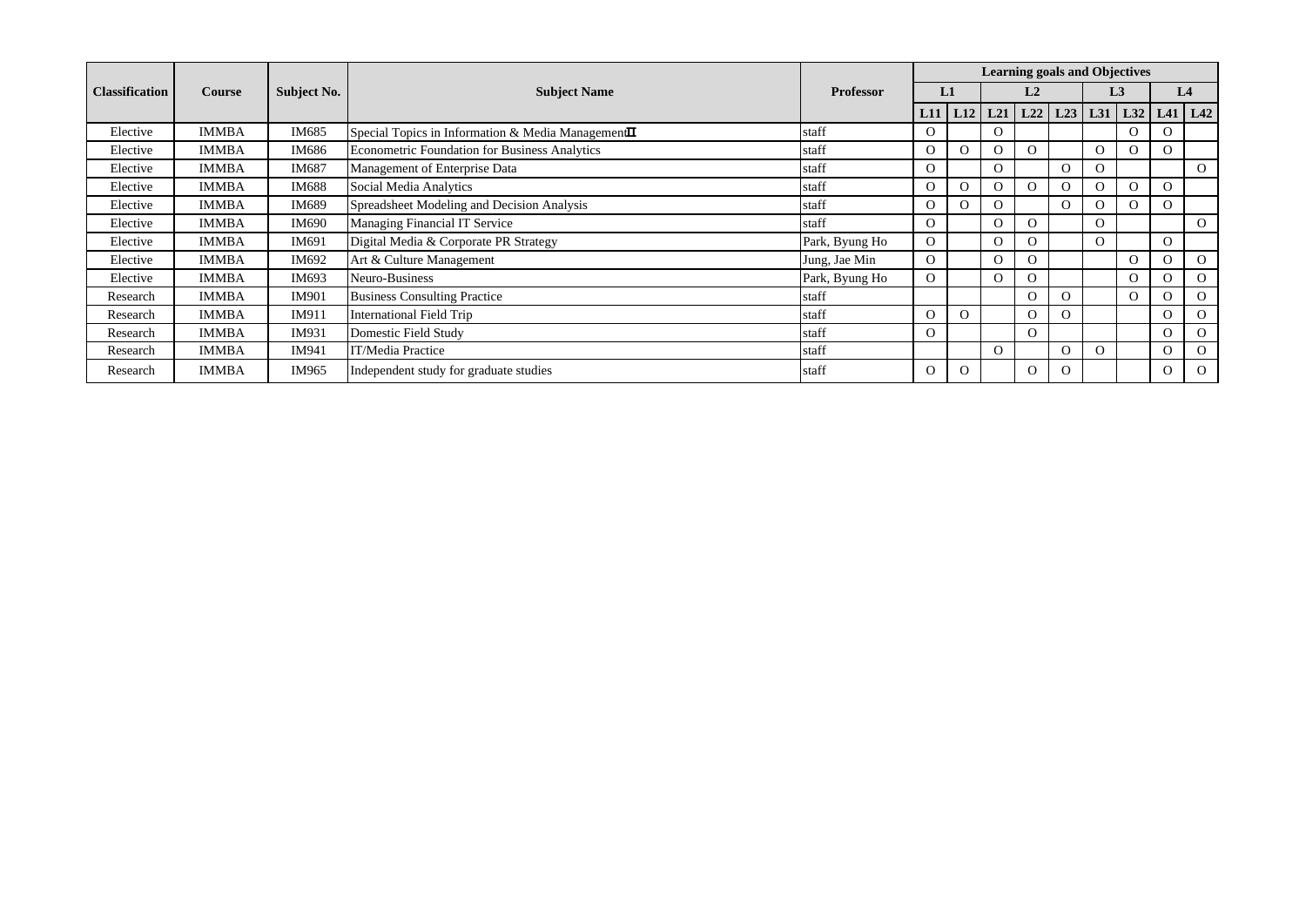| Classification | Course | Subject No. | Subject Name | Professor | Learning goals and Objectives | | | | | | | | |
|---|---|---|---|---|---|---|---|---|---|---|---|---|---|
| | | | | | L1 | | L2 | | | L3 | | L4 | |
| | | | | | L11 | L12 | L21 | L22 | L23 | L31 | L32 | L41 | L42 |
| Elective | IMMBA | IM685 | Special Topics in Information & Media ManagementⅡ | staff | O | | O | | | | O | O | |
| Elective | IMMBA | IM686 | Econometric Foundation for Business Analytics | staff | O | O | O | O | | O | O | O | |
| Elective | IMMBA | IM687 | Management of Enterprise Data | staff | O | | O | | O | O | | | O |
| Elective | IMMBA | IM688 | Social Media Analytics | staff | O | O | O | O | O | O | O | O | |
| Elective | IMMBA | IM689 | Spreadsheet Modeling and Decision Analysis | staff | O | O | O | | O | O | O | O | |
| Elective | IMMBA | IM690 | Managing Financial IT Service | staff | O | | O | O | | O | | | O |
| Elective | IMMBA | IM691 | Digital Media & Corporate PR Strategy | Park, Byung Ho | O | | O | O | | O | | O | |
| Elective | IMMBA | IM692 | Art & Culture Management | Jung, Jae Min | O | | O | O | | | O | O | O |
| Elective | IMMBA | IM693 | Neuro-Business | Park, Byung Ho | O | | O | O | | | O | O | O |
| Research | IMMBA | IM901 | Business Consulting Practice | staff | | | | O | O | | O | O | O |
| Research | IMMBA | IM911 | International Field Trip | staff | O | O | | O | O | | | O | O |
| Research | IMMBA | IM931 | Domestic Field Study | staff | O | | | O | | | | O | O |
| Research | IMMBA | IM941 | IT/Media Practice | staff | | | O | | O | O | | O | O |
| Research | IMMBA | IM965 | Independent study for graduate studies | staff | O | O | | O | O | | | O | O |